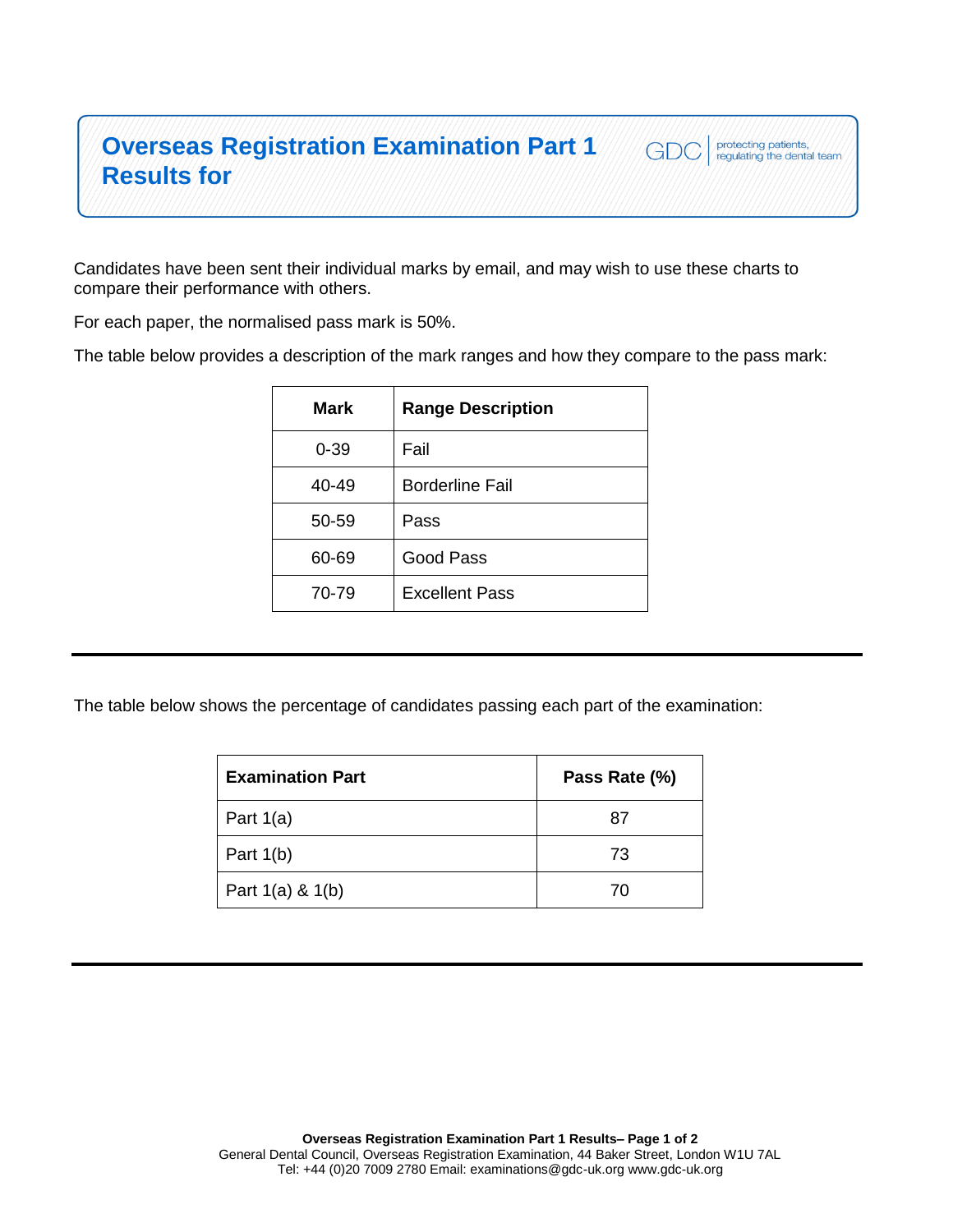# Overseas Registration Examination Part 1 Results for

GDC | protecting patients, regulating the dental team

Candidates have been sent their individual marks by email, and may wish to use these charts to compare their performance with others.

For each paper, the normalised pass mark is 50%.

The table below provides a description of the mark ranges and how they compare to the pass mark:

| Mark | Range Description |
| --- | --- |
| 0-39 | Fail |
| 40-49 | Borderline Fail |
| 50-59 | Pass |
| 60-69 | Good Pass |
| 70-79 | Excellent Pass |

---

The table below shows the percentage of candidates passing each part of the examination:

| Examination Part | Pass Rate (%) |
| --- | --- |
| Part 1(a) | 87 |
| Part 1(b) | 73 |
| Part 1(a) & 1(b) | 70 |

---

General Dental Council, Overseas Registration Examination, 44 Baker Street, London W1U 7AL
Tel: +44 (0)20 7009 2780 Email: examinations@gdc-uk.org www.gdc-uk.org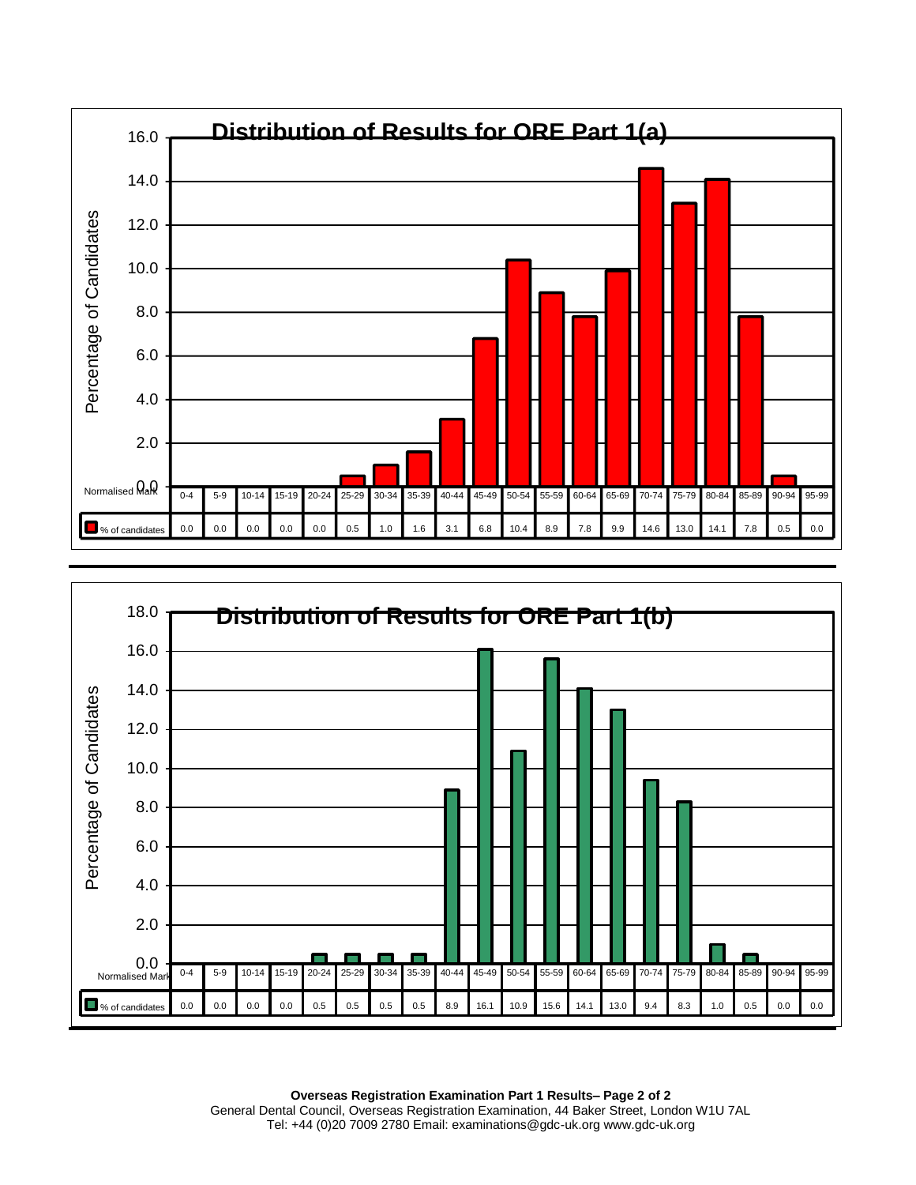Distribution of Results for ORE Part 1(a)

Percentage of Candidates

16.0
14.0
12.0
10.0
8.0
6.0
4.0
2.0
0.0

Normalised Mark: 0-4, 5-9, 10-14, 15-19, 20-24, 25-29, 30-34, 35-39, 40-44, 45-49, 50-54, 55-59, 60-64, 65-69, 70-74, 75-79, 80-84, 85-89, 90-94, 95-99

% of candidates: 0.0, 0.0, 0.0, 0.0, 0.0, 0.5, 1.0, 1.6, 3.1, 6.8, 10.4, 8.9, 7.8, 9.9, 14.6, 13.0, 14.1, 7.8, 0.5, 0.0

Distribution of Results for ORE Part 1(b)

Percentage of Candidates

18.0
16.0
14.0
12.0
10.0
8.0
6.0
4.0
2.0
0.0

Normalised Mark: 0-4, 5-9, 10-14, 15-19, 20-24, 25-29, 30-34, 35-39, 40-44, 45-49, 50-54, 55-59, 60-64, 65-69, 70-74, 75-79, 80-84, 85-89, 90-94, 95-99

% of candidates: 0.0, 0.0, 0.0, 0.0, 0.5, 0.5, 0.5, 0.5, 8.9, 16.1, 10.9, 15.6, 14.1, 13.0, 9.4, 8.3, 1.0, 0.5, 0.0, 0.0